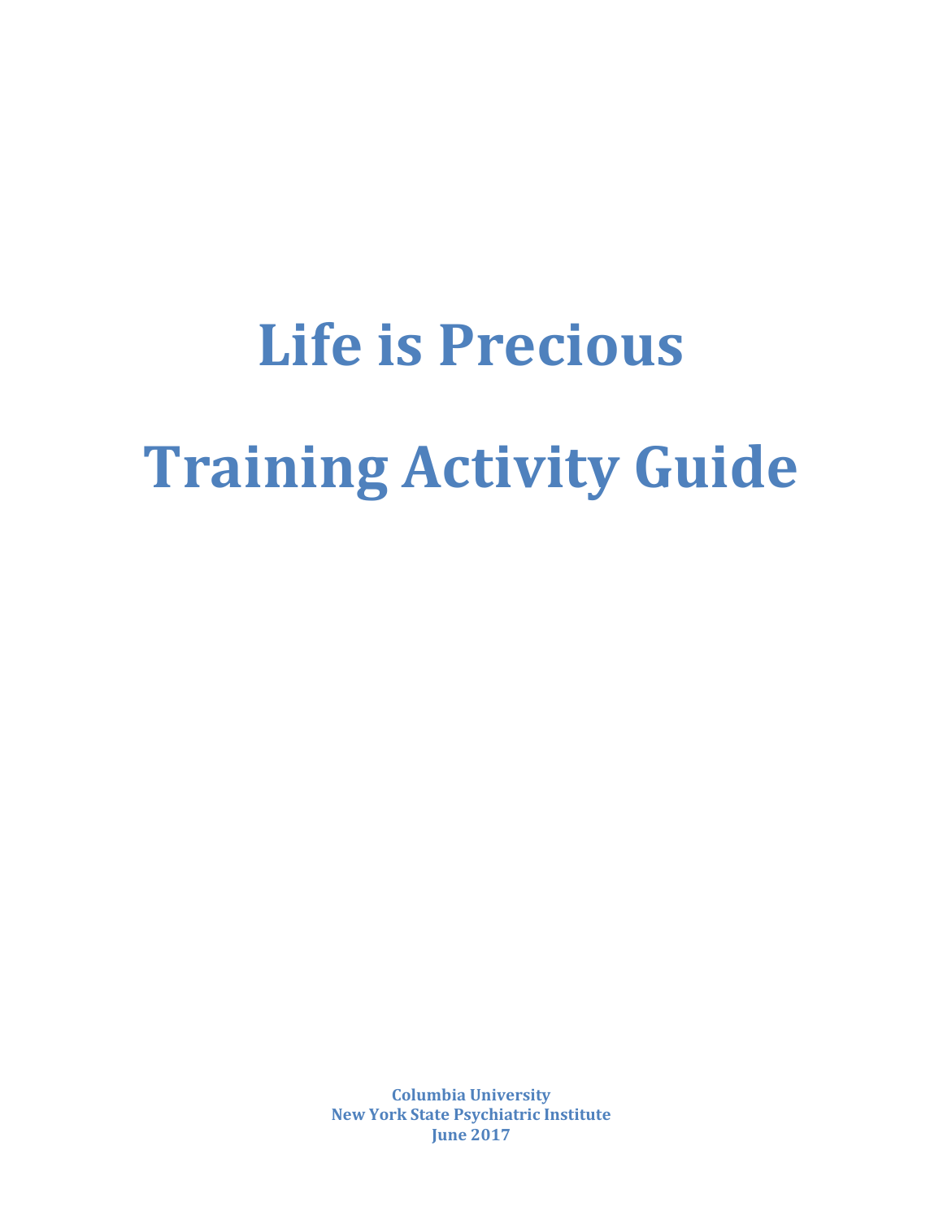# Life is Precious

# Training Activity Guide

**Columbia University**
**New York State Psychiatric Institute**
**June 2017**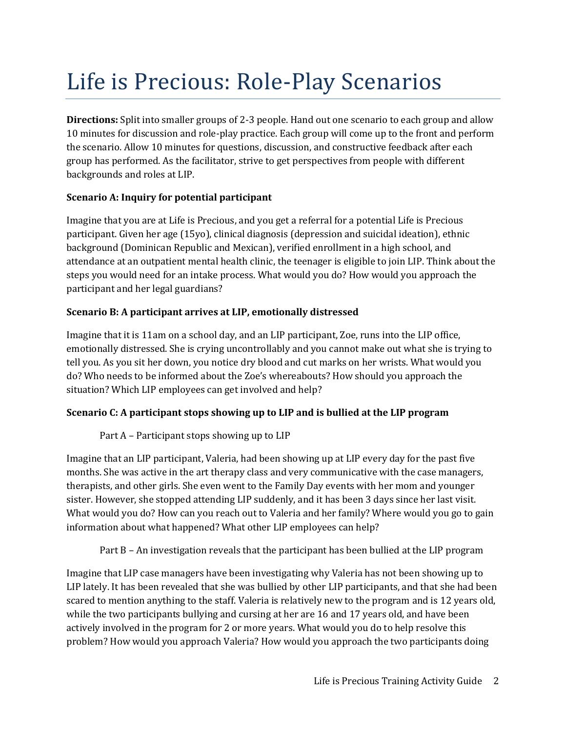# Life is Precious: Role-Play Scenarios

**Directions:** Split into smaller groups of 2-3 people. Hand out one scenario to each group and allow 10 minutes for discussion and role-play practice. Each group will come up to the front and perform the scenario. Allow 10 minutes for questions, discussion, and constructive feedback after each group has performed. As the facilitator, strive to get perspectives from people with different backgrounds and roles at LIP.

**Scenario A: Inquiry for potential participant**

Imagine that you are at Life is Precious, and you get a referral for a potential Life is Precious participant. Given her age (15yo), clinical diagnosis (depression and suicidal ideation), ethnic background (Dominican Republic and Mexican), verified enrollment in a high school, and attendance at an outpatient mental health clinic, the teenager is eligible to join LIP. Think about the steps you would need for an intake process. What would you do? How would you approach the participant and her legal guardians?

**Scenario B: A participant arrives at LIP, emotionally distressed**

Imagine that it is 11am on a school day, and an LIP participant, Zoe, runs into the LIP office, emotionally distressed. She is crying uncontrollably and you cannot make out what she is trying to tell you. As you sit her down, you notice dry blood and cut marks on her wrists. What would you do? Who needs to be informed about the Zoe's whereabouts? How should you approach the situation? Which LIP employees can get involved and help?

**Scenario C: A participant stops showing up to LIP and is bullied at the LIP program**

Part A – Participant stops showing up to LIP

Imagine that an LIP participant, Valeria, had been showing up at LIP every day for the past five months. She was active in the art therapy class and very communicative with the case managers, therapists, and other girls. She even went to the Family Day events with her mom and younger sister. However, she stopped attending LIP suddenly, and it has been 3 days since her last visit. What would you do? How can you reach out to Valeria and her family? Where would you go to gain information about what happened? What other LIP employees can help?

Part B – An investigation reveals that the participant has been bullied at the LIP program

Imagine that LIP case managers have been investigating why Valeria has not been showing up to LIP lately. It has been revealed that she was bullied by other LIP participants, and that she had been scared to mention anything to the staff. Valeria is relatively new to the program and is 12 years old, while the two participants bullying and cursing at her are 16 and 17 years old, and have been actively involved in the program for 2 or more years. What would you do to help resolve this problem? How would you approach Valeria? How would you approach the two participants doing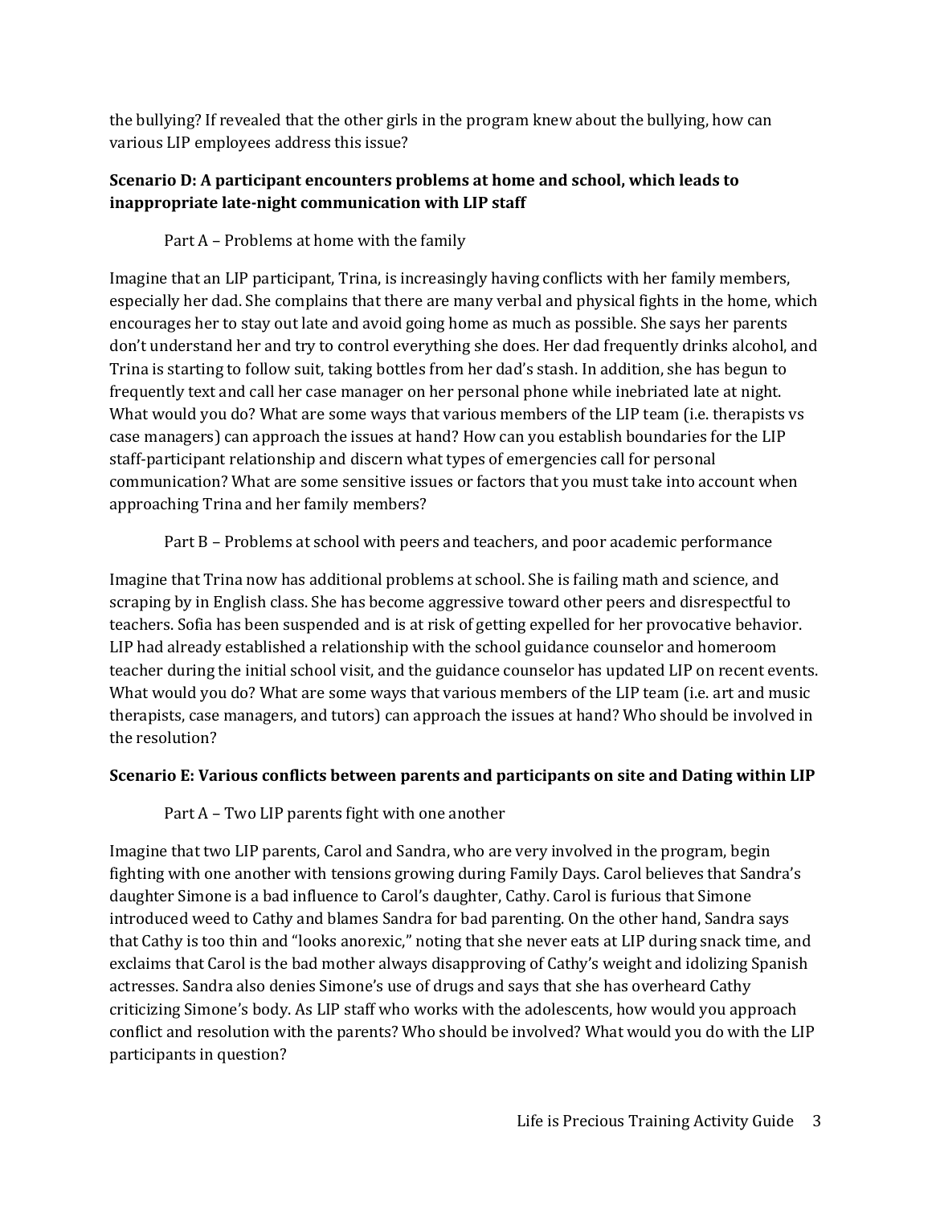the bullying? If revealed that the other girls in the program knew about the bullying, how can various LIP employees address this issue?

**Scenario D: A participant encounters problems at home and school, which leads to inappropriate late-night communication with LIP staff**

Part A – Problems at home with the family

Imagine that an LIP participant, Trina, is increasingly having conflicts with her family members, especially her dad. She complains that there are many verbal and physical fights in the home, which encourages her to stay out late and avoid going home as much as possible. She says her parents don't understand her and try to control everything she does. Her dad frequently drinks alcohol, and Trina is starting to follow suit, taking bottles from her dad's stash. In addition, she has begun to frequently text and call her case manager on her personal phone while inebriated late at night. What would you do? What are some ways that various members of the LIP team (i.e. therapists vs case managers) can approach the issues at hand? How can you establish boundaries for the LIP staff-participant relationship and discern what types of emergencies call for personal communication? What are some sensitive issues or factors that you must take into account when approaching Trina and her family members?

Part B – Problems at school with peers and teachers, and poor academic performance

Imagine that Trina now has additional problems at school. She is failing math and science, and scraping by in English class. She has become aggressive toward other peers and disrespectful to teachers. Sofia has been suspended and is at risk of getting expelled for her provocative behavior. LIP had already established a relationship with the school guidance counselor and homeroom teacher during the initial school visit, and the guidance counselor has updated LIP on recent events. What would you do? What are some ways that various members of the LIP team (i.e. art and music therapists, case managers, and tutors) can approach the issues at hand? Who should be involved in the resolution?

**Scenario E: Various conflicts between parents and participants on site and Dating within LIP**

Part A – Two LIP parents fight with one another

Imagine that two LIP parents, Carol and Sandra, who are very involved in the program, begin fighting with one another with tensions growing during Family Days. Carol believes that Sandra's daughter Simone is a bad influence to Carol's daughter, Cathy. Carol is furious that Simone introduced weed to Cathy and blames Sandra for bad parenting. On the other hand, Sandra says that Cathy is too thin and "looks anorexic," noting that she never eats at LIP during snack time, and exclaims that Carol is the bad mother always disapproving of Cathy's weight and idolizing Spanish actresses. Sandra also denies Simone's use of drugs and says that she has overheard Cathy criticizing Simone's body. As LIP staff who works with the adolescents, how would you approach conflict and resolution with the parents? Who should be involved? What would you do with the LIP participants in question?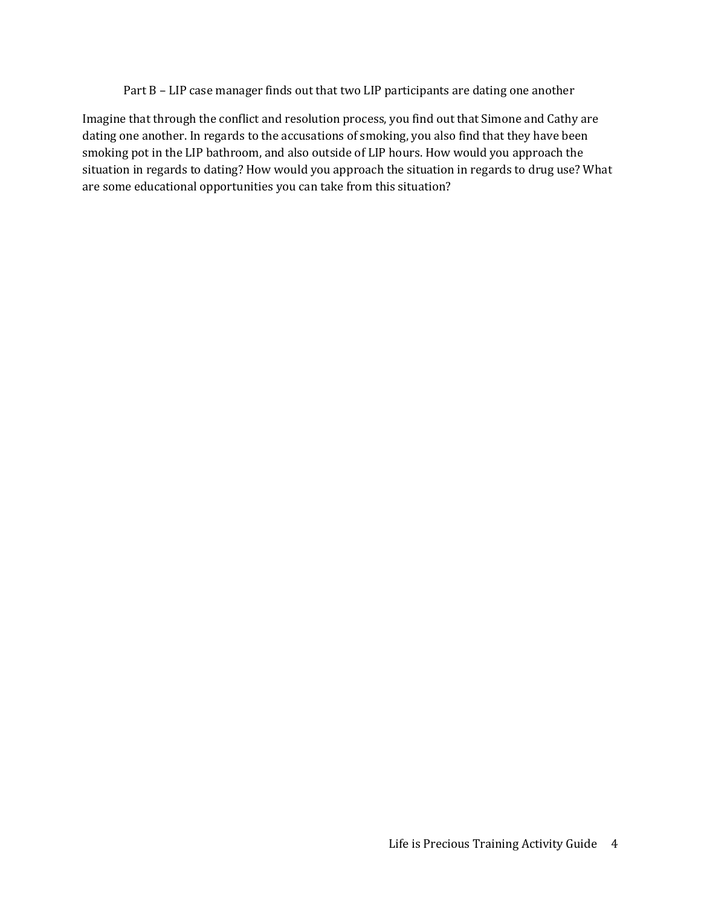Part B – LIP case manager finds out that two LIP participants are dating one another

Imagine that through the conflict and resolution process, you find out that Simone and Cathy are dating one another. In regards to the accusations of smoking, you also find that they have been smoking pot in the LIP bathroom, and also outside of LIP hours. How would you approach the situation in regards to dating? How would you approach the situation in regards to drug use? What are some educational opportunities you can take from this situation?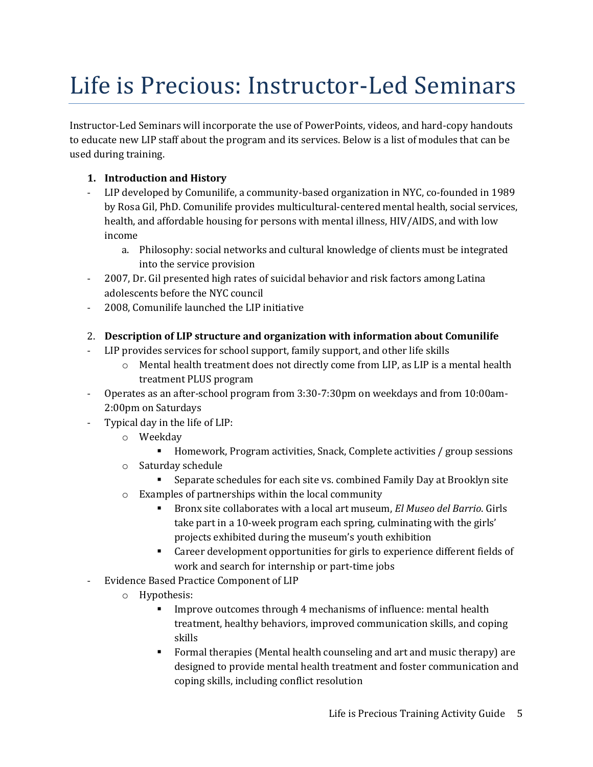# Life is Precious: Instructor-Led Seminars

Instructor-Led Seminars will incorporate the use of PowerPoints, videos, and hard-copy handouts to educate new LIP staff about the program and its services. Below is a list of modules that can be used during training.

1. **Introduction and History**

- LIP developed by Comunilife, a community-based organization in NYC, co-founded in 1989 by Rosa Gil, PhD. Comunilife provides multicultural-centered mental health, social services, health, and affordable housing for persons with mental illness, HIV/AIDS, and with low income
    a. Philosophy: social networks and cultural knowledge of clients must be integrated into the service provision
- 2007, Dr. Gil presented high rates of suicidal behavior and risk factors among Latina adolescents before the NYC council
- 2008, Comunilife launched the LIP initiative

2. **Description of LIP structure and organization with information about Comunilife**

- LIP provides services for school support, family support, and other life skills
    - Mental health treatment does not directly come from LIP, as LIP is a mental health treatment PLUS program
- Operates as an after-school program from 3:30-7:30pm on weekdays and from 10:00am-2:00pm on Saturdays
- Typical day in the life of LIP:
    - Weekday
        - Homework, Program activities, Snack, Complete activities / group sessions
    - Saturday schedule
        - Separate schedules for each site vs. combined Family Day at Brooklyn site
    - Examples of partnerships within the local community
        - Bronx site collaborates with a local art museum, *El Museo del Barrio*. Girls take part in a 10-week program each spring, culminating with the girls' projects exhibited during the museum's youth exhibition
        - Career development opportunities for girls to experience different fields of work and search for internship or part-time jobs
- Evidence Based Practice Component of LIP
    - Hypothesis:
        - Improve outcomes through 4 mechanisms of influence: mental health treatment, healthy behaviors, improved communication skills, and coping skills
        - Formal therapies (Mental health counseling and art and music therapy) are designed to provide mental health treatment and foster communication and coping skills, including conflict resolution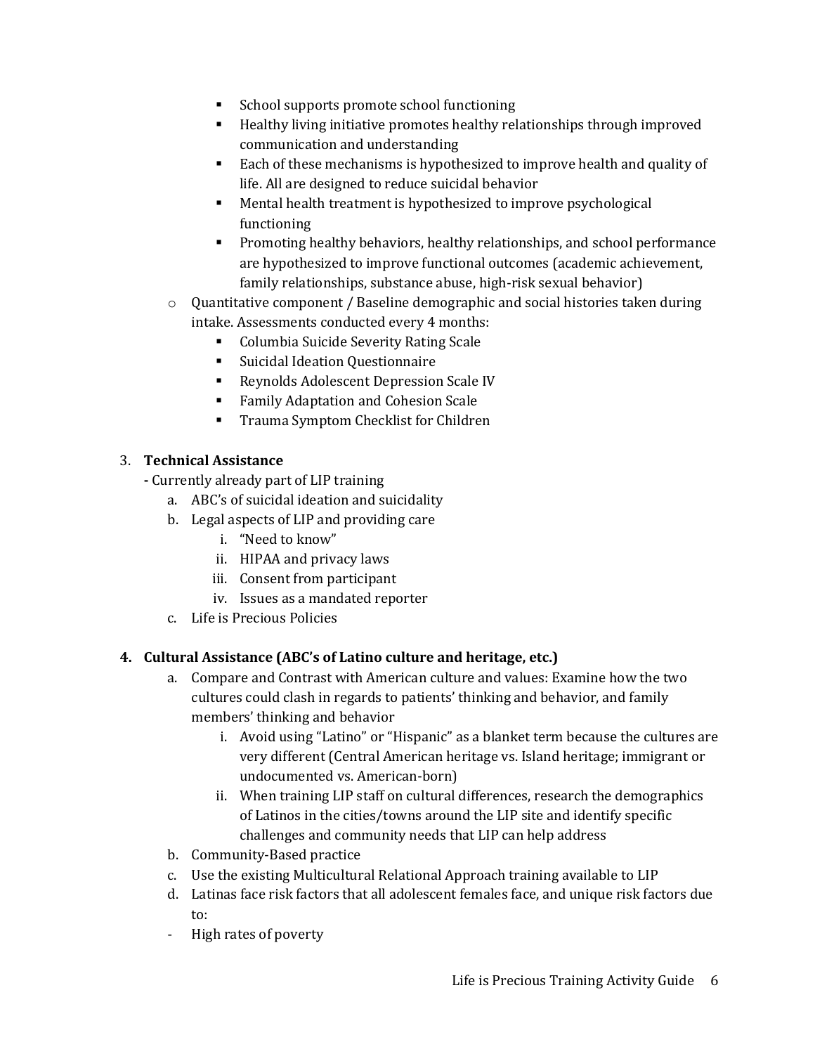- School supports promote school functioning
    - Healthy living initiative promotes healthy relationships through improved communication and understanding
    - Each of these mechanisms is hypothesized to improve health and quality of life. All are designed to reduce suicidal behavior
    - Mental health treatment is hypothesized to improve psychological functioning
    - Promoting healthy behaviors, healthy relationships, and school performance are hypothesized to improve functional outcomes (academic achievement, family relationships, substance abuse, high-risk sexual behavior)
  - Quantitative component / Baseline demographic and social histories taken during intake. Assessments conducted every 4 months:
    - Columbia Suicide Severity Rating Scale
    - Suicidal Ideation Questionnaire
    - Reynolds Adolescent Depression Scale IV
    - Family Adaptation and Cohesion Scale
    - Trauma Symptom Checklist for Children

3. **Technical Assistance**

   - Currently already part of LIP training

   a. ABC's of suicidal ideation and suicidality
   b. Legal aspects of LIP and providing care
      i. "Need to know"
      ii. HIPAA and privacy laws
      iii. Consent from participant
      iv. Issues as a mandated reporter
   c. Life is Precious Policies

4. **Cultural Assistance (ABC's of Latino culture and heritage, etc.)**

   a. Compare and Contrast with American culture and values: Examine how the two cultures could clash in regards to patients' thinking and behavior, and family members' thinking and behavior
      i. Avoid using "Latino" or "Hispanic" as a blanket term because the cultures are very different (Central American heritage vs. Island heritage; immigrant or undocumented vs. American-born)
      ii. When training LIP staff on cultural differences, research the demographics of Latinos in the cities/towns around the LIP site and identify specific challenges and community needs that LIP can help address
   b. Community-Based practice
   c. Use the existing Multicultural Relational Approach training available to LIP
   d. Latinas face risk factors that all adolescent females face, and unique risk factors due to:

   - High rates of poverty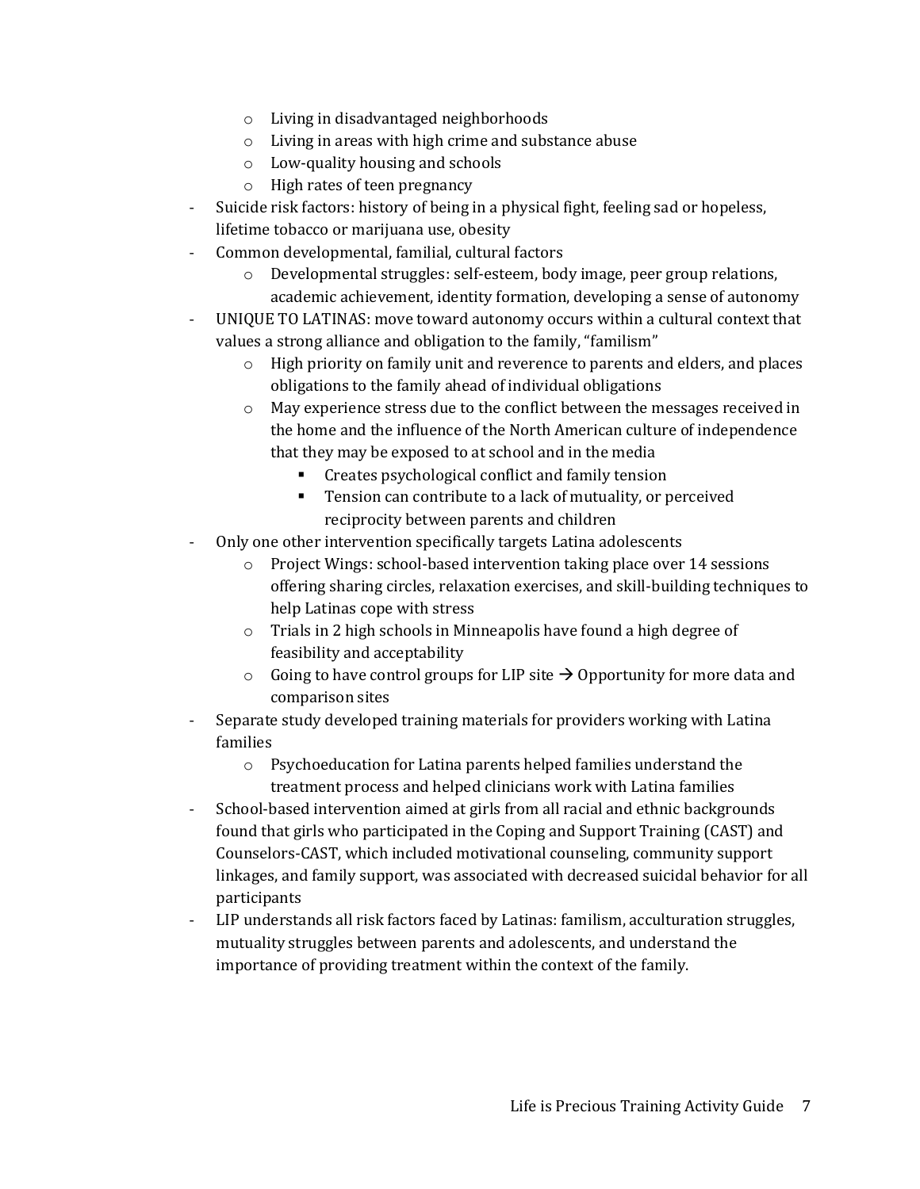- Living in disadvantaged neighborhoods
  - Living in areas with high crime and substance abuse
  - Low-quality housing and schools
  - High rates of teen pregnancy
- Suicide risk factors: history of being in a physical fight, feeling sad or hopeless, lifetime tobacco or marijuana use, obesity
- Common developmental, familial, cultural factors
  - Developmental struggles: self-esteem, body image, peer group relations, academic achievement, identity formation, developing a sense of autonomy
- UNIQUE TO LATINAS: move toward autonomy occurs within a cultural context that values a strong alliance and obligation to the family, "familism"
  - High priority on family unit and reverence to parents and elders, and places obligations to the family ahead of individual obligations
  - May experience stress due to the conflict between the messages received in the home and the influence of the North American culture of independence that they may be exposed to at school and in the media
    - Creates psychological conflict and family tension
    - Tension can contribute to a lack of mutuality, or perceived reciprocity between parents and children
- Only one other intervention specifically targets Latina adolescents
  - Project Wings: school-based intervention taking place over 14 sessions offering sharing circles, relaxation exercises, and skill-building techniques to help Latinas cope with stress
  - Trials in 2 high schools in Minneapolis have found a high degree of feasibility and acceptability
  - Going to have control groups for LIP site → Opportunity for more data and comparison sites
- Separate study developed training materials for providers working with Latina families
  - Psychoeducation for Latina parents helped families understand the treatment process and helped clinicians work with Latina families
- School-based intervention aimed at girls from all racial and ethnic backgrounds found that girls who participated in the Coping and Support Training (CAST) and Counselors-CAST, which included motivational counseling, community support linkages, and family support, was associated with decreased suicidal behavior for all participants
- LIP understands all risk factors faced by Latinas: familism, acculturation struggles, mutuality struggles between parents and adolescents, and understand the importance of providing treatment within the context of the family.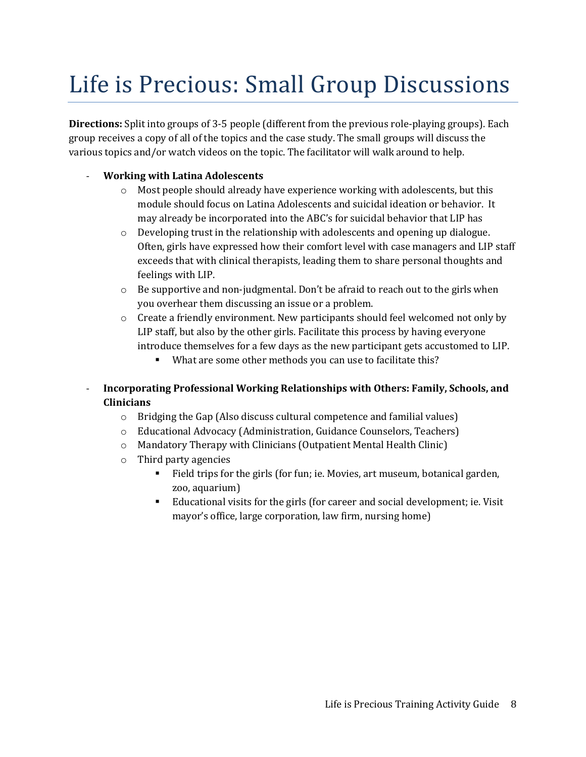# Life is Precious: Small Group Discussions

**Directions:** Split into groups of 3-5 people (different from the previous role-playing groups). Each group receives a copy of all of the topics and the case study. The small groups will discuss the various topics and/or watch videos on the topic. The facilitator will walk around to help.

- **Working with Latina Adolescents**
    - Most people should already have experience working with adolescents, but this module should focus on Latina Adolescents and suicidal ideation or behavior. It may already be incorporated into the ABC's for suicidal behavior that LIP has
    - Developing trust in the relationship with adolescents and opening up dialogue. Often, girls have expressed how their comfort level with case managers and LIP staff exceeds that with clinical therapists, leading them to share personal thoughts and feelings with LIP.
    - Be supportive and non-judgmental. Don't be afraid to reach out to the girls when you overhear them discussing an issue or a problem.
    - Create a friendly environment. New participants should feel welcomed not only by LIP staff, but also by the other girls. Facilitate this process by having everyone introduce themselves for a few days as the new participant gets accustomed to LIP.
        - What are some other methods you can use to facilitate this?

- **Incorporating Professional Working Relationships with Others: Family, Schools, and Clinicians**
    - Bridging the Gap (Also discuss cultural competence and familial values)
    - Educational Advocacy (Administration, Guidance Counselors, Teachers)
    - Mandatory Therapy with Clinicians (Outpatient Mental Health Clinic)
    - Third party agencies
        - Field trips for the girls (for fun; ie. Movies, art museum, botanical garden, zoo, aquarium)
        - Educational visits for the girls (for career and social development; ie. Visit mayor's office, large corporation, law firm, nursing home)